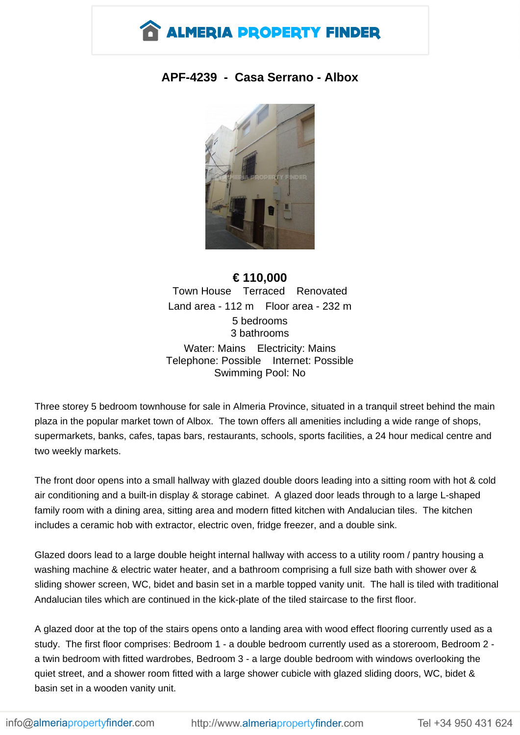# ALMERIA PROPERTY FINDER

## APF-4239 - Casa Serrano - Albox

**€ 110,000**

Town House Terraced Renovated

Land area - 112 m Floor area - 232 m

5 bedrooms

3 bathrooms

Water: Mains Electricity: Mains

Telephone: Possible Internet: Possible

Swimming Pool: No

Three storey 5 bedroom townhouse for sale in Almeria Province, situated in a tranquil street behind the main plaza in the popular market town of Albox. The town offers all amenities including a wide range of shops, supermarkets, banks, cafes, tapas bars, restaurants, schools, sports facilities, a 24 hour medical centre and two weekly markets.

The front door opens into a small hallway with glazed double doors leading into a sitting room with hot & cold air conditioning and a built-in display & storage cabinet. A glazed door leads through to a large L-shaped family room with a dining area, sitting area and modern fitted kitchen with Andalucian tiles. The kitchen includes a ceramic hob with extractor, electric oven, fridge freezer, and a double sink.

Glazed doors lead to a large double height internal hallway with access to a utility room / pantry housing a washing machine & electric water heater, and a bathroom comprising a full size bath with shower over & sliding shower screen, WC, bidet and basin set in a marble topped vanity unit. The hall is tiled with traditional Andalucian tiles which are continued in the kick-plate of the tiled staircase to the first floor.

A glazed door at the top of the stairs opens onto a landing area with wood effect flooring currently used as a study. The first floor comprises: Bedroom 1 - a double bedroom currently used as a storeroom, Bedroom 2 - a twin bedroom with fitted wardrobes, Bedroom 3 - a large double bedroom with windows overlooking the quiet street, and a shower room fitted with a large shower cubicle with glazed sliding doors, WC, bidet & basin set in a wooden vanity unit.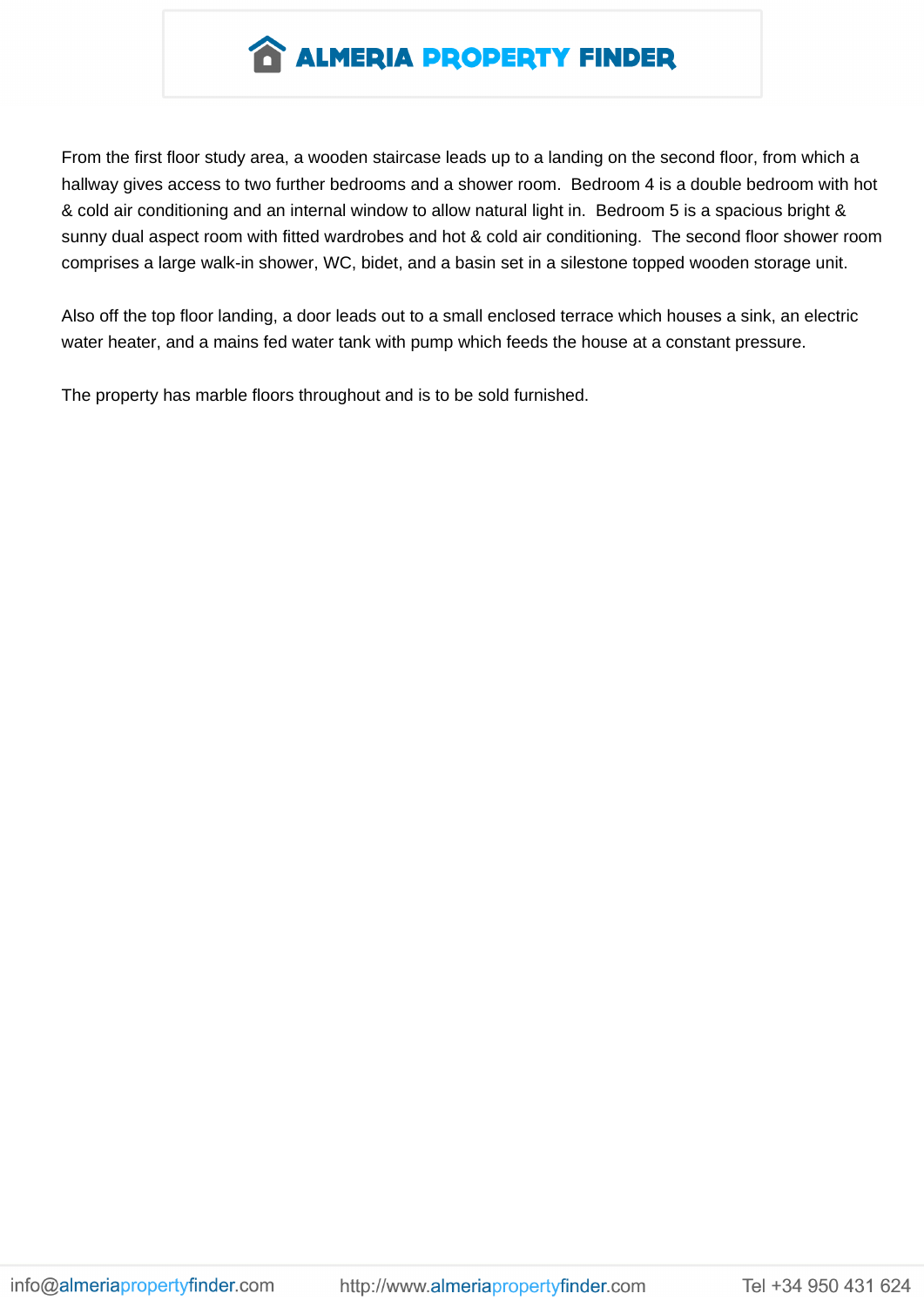From the first floor study area, a wooden staircase leads up to a landing on the second floor, from which a hallway gives access to two further bedrooms and a shower room. Bedroom 4 is a double bedroom with hot & cold air conditioning and an internal window to allow natural light in. Bedroom 5 is a spacious bright & sunny dual aspect room with fitted wardrobes and hot & cold air conditioning. The second floor shower room comprises a large walk-in shower, WC, bidet, and a basin set in a silestone topped wooden storage unit.

Also off the top floor landing, a door leads out to a small enclosed terrace which houses a sink, an electric water heater, and a mains fed water tank with pump which feeds the house at a constant pressure.

The property has marble floors throughout and is to be sold furnished.